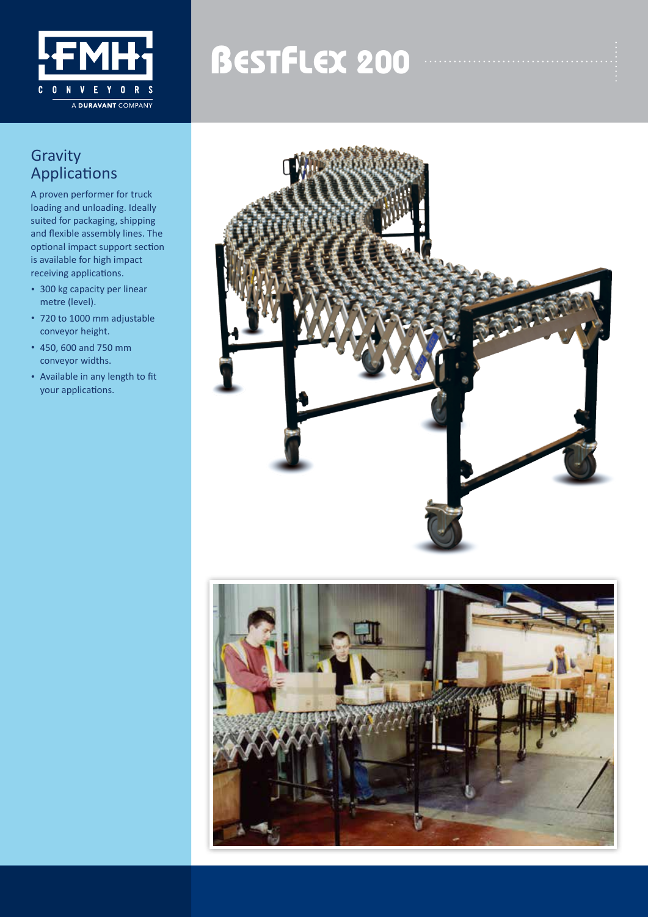# BestFlex 200

## Gravity Applications

A proven performer for truck loading and unloading. Ideally suited for packaging, shipping and flexible assembly lines. The optional impact support section is available for high impact receiving applications.

- 300 kg capacity per linear metre (level).
- 720 to 1000 mm adjustable conveyor height.
- 450, 600 and 750 mm conveyor widths.
- Available in any length to fit your applications.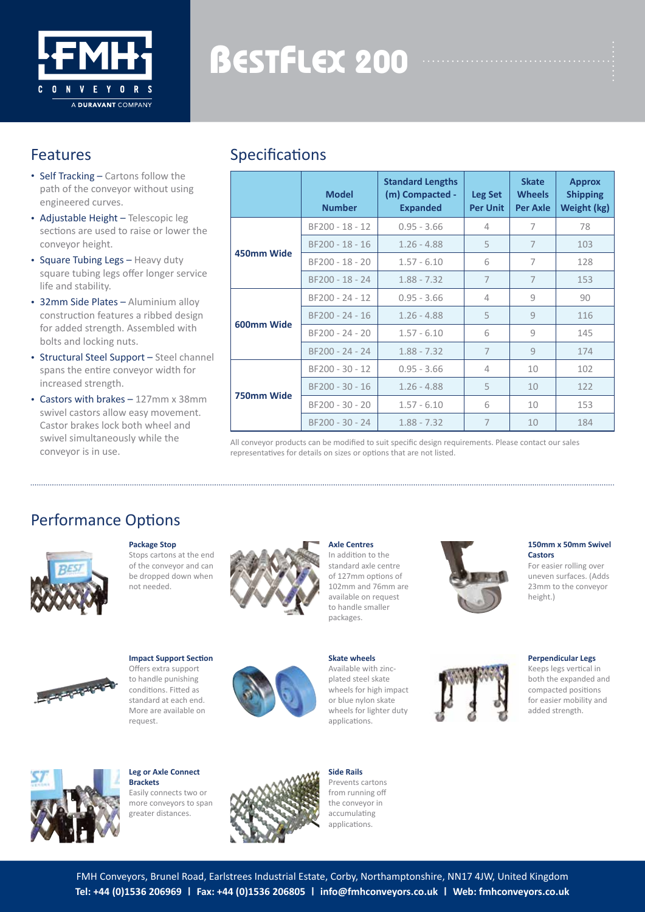# BestFlex 200

## Features

- Self Tracking – Cartons follow the path of the conveyor without using engineered curves.
- Adjustable Height – Telescopic leg sections are used to raise or lower the conveyor height.
- Square Tubing Legs – Heavy duty square tubing legs offer longer service life and stability.
- 32mm Side Plates – Aluminium alloy construction features a ribbed design for added strength. Assembled with bolts and locking nuts.
- Structural Steel Support – Steel channel spans the entire conveyor width for increased strength.
- Castors with brakes – 127mm x 38mm swivel castors allow easy movement. Castor brakes lock both wheel and swivel simultaneously while the conveyor is in use.

## Specifications

| | Model Number | Standard Lengths (m) Compacted - Expanded | Leg Set Per Unit | Skate Wheels Per Axle | Approx Shipping Weight (kg) |
|---|---|---|---|---|---|
| 450mm Wide | BF200 - 18 - 12 | 0.95 - 3.66 | 4 | 7 | 78 |
| | BF200 - 18 - 16 | 1.26 - 4.88 | 5 | 7 | 103 |
| | BF200 - 18 - 20 | 1.57 - 6.10 | 6 | 7 | 128 |
| | BF200 - 18 - 24 | 1.88 - 7.32 | 7 | 7 | 153 |
| 600mm Wide | BF200 - 24 - 12 | 0.95 - 3.66 | 4 | 9 | 90 |
| | BF200 - 24 - 16 | 1.26 - 4.88 | 5 | 9 | 116 |
| | BF200 - 24 - 20 | 1.57 - 6.10 | 6 | 9 | 145 |
| | BF200 - 24 - 24 | 1.88 - 7.32 | 7 | 9 | 174 |
| 750mm Wide | BF200 - 30 - 12 | 0.95 - 3.66 | 4 | 10 | 102 |
| | BF200 - 30 - 16 | 1.26 - 4.88 | 5 | 10 | 122 |
| | BF200 - 30 - 20 | 1.57 - 6.10 | 6 | 10 | 153 |
| | BF200 - 30 - 24 | 1.88 - 7.32 | 7 | 10 | 184 |

All conveyor products can be modified to suit specific design requirements. Please contact our sales representatives for details on sizes or options that are not listed.

## Performance Options

**Package Stop**
Stops cartons at the end of the conveyor and can be dropped down when not needed.

**Axle Centres**
In addition to the standard axle centre of 127mm options of 102mm and 76mm are available on request to handle smaller packages.

**150mm x 50mm Swivel Castors**
For easier rolling over uneven surfaces. (Adds 23mm to the conveyor height.)

**Impact Support Section**
Offers extra support to handle punishing conditions. Fitted as standard at each end. More are available on request.

**Skate wheels**
Available with zinc-plated steel skate wheels for high impact or blue nylon skate wheels for lighter duty applications.

**Perpendicular Legs**
Keeps legs vertical in both the expanded and compacted positions for easier mobility and added strength.

**Leg or Axle Connect Brackets**
Easily connects two or more conveyors to span greater distances.

**Side Rails**
Prevents cartons from running off the conveyor in accumulating applications.

FMH Conveyors, Brunel Road, Earlstrees Industrial Estate, Corby, Northamptonshire, NN17 4JW, United Kingdom
**Tel: +44 (0)1536 206969 | Fax: +44 (0)1536 206805 | info@fmhconveyors.co.uk | Web: fmhconveyors.co.uk**